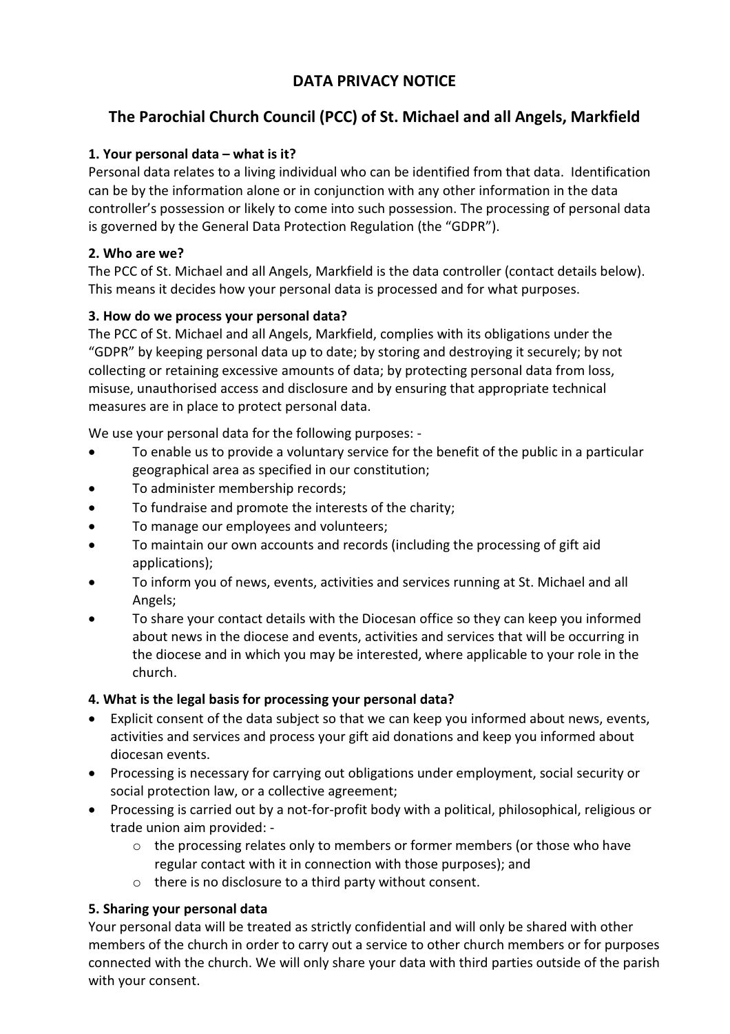# DATA PRIVACY NOTICE

## The Parochial Church Council (PCC) of St. Michael and all Angels, Markfield

### 1. Your personal data – what is it?

Personal data relates to a living individual who can be identified from that data. Identification can be by the information alone or in conjunction with any other information in the data controller's possession or likely to come into such possession. The processing of personal data is governed by the General Data Protection Regulation (the "GDPR").

### 2. Who are we?

The PCC of St. Michael and all Angels, Markfield is the data controller (contact details below). This means it decides how your personal data is processed and for what purposes.

### 3. How do we process your personal data?

The PCC of St. Michael and all Angels, Markfield, complies with its obligations under the "GDPR" by keeping personal data up to date; by storing and destroying it securely; by not collecting or retaining excessive amounts of data; by protecting personal data from loss, misuse, unauthorised access and disclosure and by ensuring that appropriate technical measures are in place to protect personal data.

We use your personal data for the following purposes: -

- To enable us to provide a voluntary service for the benefit of the public in a particular geographical area as specified in our constitution;
- To administer membership records;
- To fundraise and promote the interests of the charity;
- To manage our employees and volunteers;
- To maintain our own accounts and records (including the processing of gift aid applications);
- To inform you of news, events, activities and services running at St. Michael and all Angels;
- To share your contact details with the Diocesan office so they can keep you informed about news in the diocese and events, activities and services that will be occurring in the diocese and in which you may be interested, where applicable to your role in the church.

### 4. What is the legal basis for processing your personal data?

- Explicit consent of the data subject so that we can keep you informed about news, events, activities and services and process your gift aid donations and keep you informed about diocesan events.
- Processing is necessary for carrying out obligations under employment, social security or social protection law, or a collective agreement;
- Processing is carried out by a not-for-profit body with a political, philosophical, religious or trade union aim provided: -
  - the processing relates only to members or former members (or those who have regular contact with it in connection with those purposes); and
  - there is no disclosure to a third party without consent.

### 5. Sharing your personal data

Your personal data will be treated as strictly confidential and will only be shared with other members of the church in order to carry out a service to other church members or for purposes connected with the church. We will only share your data with third parties outside of the parish with your consent.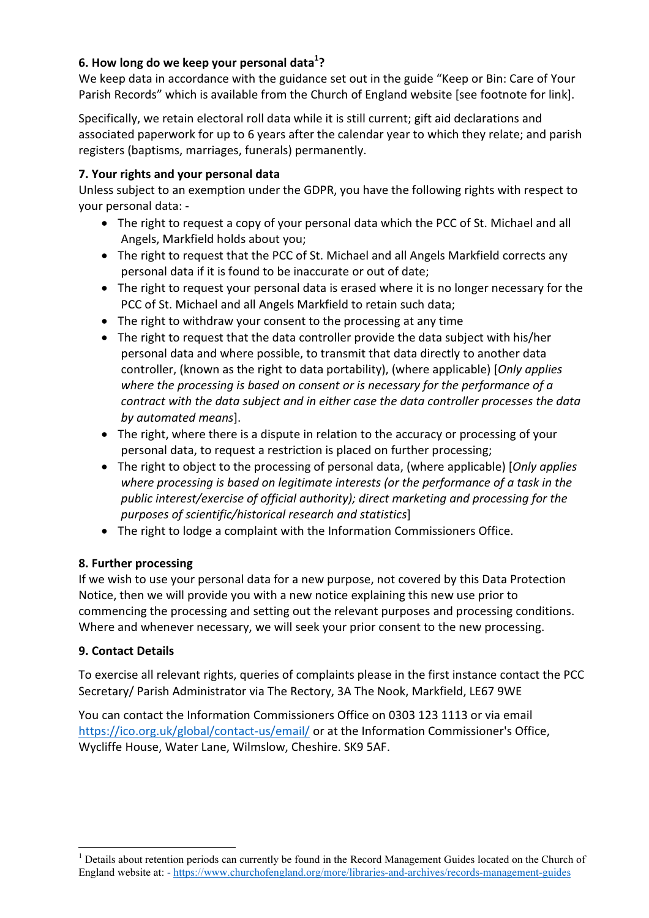### 6. How long do we keep your personal data[1]?

We keep data in accordance with the guidance set out in the guide "Keep or Bin: Care of Your Parish Records" which is available from the Church of England website [see footnote for link].

Specifically, we retain electoral roll data while it is still current; gift aid declarations and associated paperwork for up to 6 years after the calendar year to which they relate; and parish registers (baptisms, marriages, funerals) permanently.

### 7. Your rights and your personal data

Unless subject to an exemption under the GDPR, you have the following rights with respect to your personal data: -

- The right to request a copy of your personal data which the PCC of St. Michael and all Angels, Markfield holds about you;
- The right to request that the PCC of St. Michael and all Angels Markfield corrects any personal data if it is found to be inaccurate or out of date;
- The right to request your personal data is erased where it is no longer necessary for the PCC of St. Michael and all Angels Markfield to retain such data;
- The right to withdraw your consent to the processing at any time
- The right to request that the data controller provide the data subject with his/her personal data and where possible, to transmit that data directly to another data controller, (known as the right to data portability), (where applicable) [*Only applies where the processing is based on consent or is necessary for the performance of a contract with the data subject and in either case the data controller processes the data by automated means*].
- The right, where there is a dispute in relation to the accuracy or processing of your personal data, to request a restriction is placed on further processing;
- The right to object to the processing of personal data, (where applicable) [*Only applies where processing is based on legitimate interests (or the performance of a task in the public interest/exercise of official authority); direct marketing and processing for the purposes of scientific/historical research and statistics*]
- The right to lodge a complaint with the Information Commissioners Office.

### 8. Further processing

If we wish to use your personal data for a new purpose, not covered by this Data Protection Notice, then we will provide you with a new notice explaining this new use prior to commencing the processing and setting out the relevant purposes and processing conditions. Where and whenever necessary, we will seek your prior consent to the new processing.

### 9. Contact Details

To exercise all relevant rights, queries of complaints please in the first instance contact the PCC Secretary/ Parish Administrator via The Rectory, 3A The Nook, Markfield, LE67 9WE

You can contact the Information Commissioners Office on 0303 123 1113 or via email https://ico.org.uk/global/contact-us/email/ or at the Information Commissioner's Office, Wycliffe House, Water Lane, Wilmslow, Cheshire. SK9 5AF.

---

[1] Details about retention periods can currently be found in the Record Management Guides located on the Church of England website at: - https://www.churchofengland.org/more/libraries-and-archives/records-management-guides